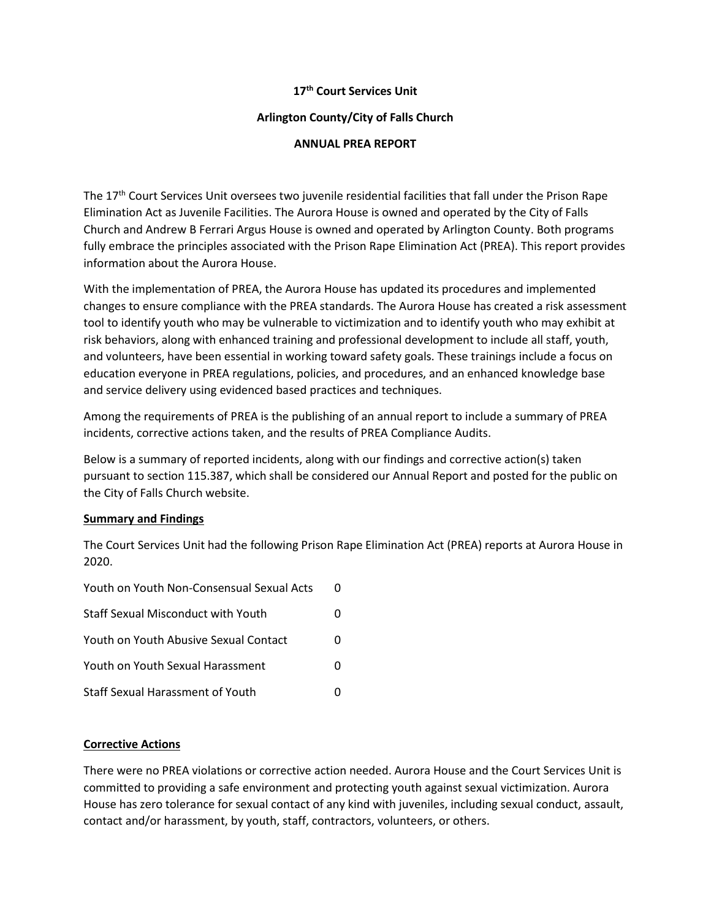**17th Court Services Unit**

**Arlington County/City of Falls Church**

**ANNUAL PREA REPORT**

The 17th Court Services Unit oversees two juvenile residential facilities that fall under the Prison Rape Elimination Act as Juvenile Facilities. The Aurora House is owned and operated by the City of Falls Church and Andrew B Ferrari Argus House is owned and operated by Arlington County. Both programs fully embrace the principles associated with the Prison Rape Elimination Act (PREA). This report provides information about the Aurora House.

With the implementation of PREA, the Aurora House has updated its procedures and implemented changes to ensure compliance with the PREA standards. The Aurora House has created a risk assessment tool to identify youth who may be vulnerable to victimization and to identify youth who may exhibit at risk behaviors, along with enhanced training and professional development to include all staff, youth, and volunteers, have been essential in working toward safety goals. These trainings include a focus on education everyone in PREA regulations, policies, and procedures, and an enhanced knowledge base and service delivery using evidenced based practices and techniques.

Among the requirements of PREA is the publishing of an annual report to include a summary of PREA incidents, corrective actions taken, and the results of PREA Compliance Audits.

Below is a summary of reported incidents, along with our findings and corrective action(s) taken pursuant to section 115.387, which shall be considered our Annual Report and posted for the public on the City of Falls Church website.

**Summary and Findings**

The Court Services Unit had the following Prison Rape Elimination Act (PREA) reports at Aurora House in 2020.

| | |
|---|---|
| Youth on Youth Non-Consensual Sexual Acts | 0 |
| Staff Sexual Misconduct with Youth | 0 |
| Youth on Youth Abusive Sexual Contact | 0 |
| Youth on Youth Sexual Harassment | 0 |
| Staff Sexual Harassment of Youth | 0 |

**Corrective Actions**

There were no PREA violations or corrective action needed. Aurora House and the Court Services Unit is committed to providing a safe environment and protecting youth against sexual victimization. Aurora House has zero tolerance for sexual contact of any kind with juveniles, including sexual conduct, assault, contact and/or harassment, by youth, staff, contractors, volunteers, or others.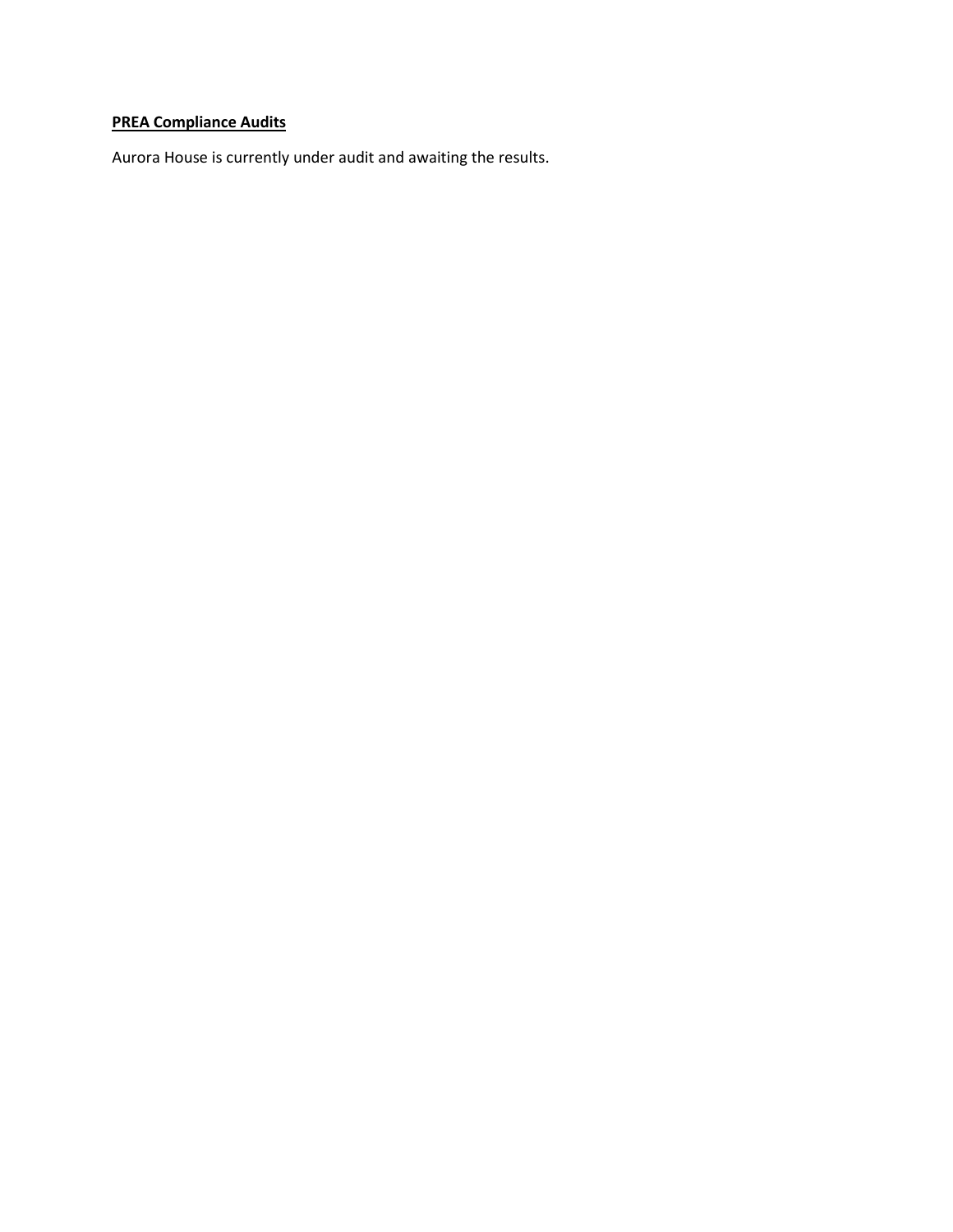**PREA Compliance Audits**

Aurora House is currently under audit and awaiting the results.